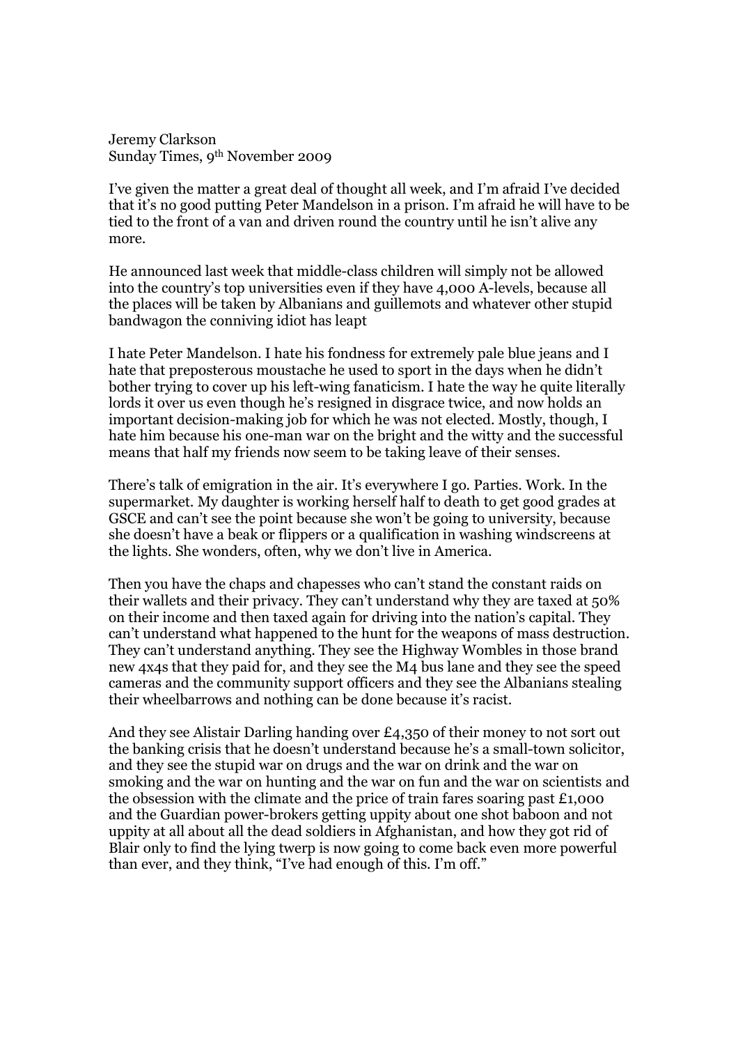Jeremy Clarkson
Sunday Times, 9th November 2009

I've given the matter a great deal of thought all week, and I'm afraid I've decided that it's no good putting Peter Mandelson in a prison. I'm afraid he will have to be tied to the front of a van and driven round the country until he isn't alive any more.

He announced last week that middle-class children will simply not be allowed into the country's top universities even if they have 4,000 A-levels, because all the places will be taken by Albanians and guillemots and whatever other stupid bandwagon the conniving idiot has leapt

I hate Peter Mandelson. I hate his fondness for extremely pale blue jeans and I hate that preposterous moustache he used to sport in the days when he didn't bother trying to cover up his left-wing fanaticism. I hate the way he quite literally lords it over us even though he's resigned in disgrace twice, and now holds an important decision-making job for which he was not elected. Mostly, though, I hate him because his one-man war on the bright and the witty and the successful means that half my friends now seem to be taking leave of their senses.

There's talk of emigration in the air. It's everywhere I go. Parties. Work. In the supermarket. My daughter is working herself half to death to get good grades at GSCE and can't see the point because she won't be going to university, because she doesn't have a beak or flippers or a qualification in washing windscreens at the lights. She wonders, often, why we don't live in America.

Then you have the chaps and chapesses who can't stand the constant raids on their wallets and their privacy. They can't understand why they are taxed at 50% on their income and then taxed again for driving into the nation's capital. They can't understand what happened to the hunt for the weapons of mass destruction. They can't understand anything. They see the Highway Wombles in those brand new 4x4s that they paid for, and they see the M4 bus lane and they see the speed cameras and the community support officers and they see the Albanians stealing their wheelbarrows and nothing can be done because it's racist.

And they see Alistair Darling handing over £4,350 of their money to not sort out the banking crisis that he doesn't understand because he's a small-town solicitor, and they see the stupid war on drugs and the war on drink and the war on smoking and the war on hunting and the war on fun and the war on scientists and the obsession with the climate and the price of train fares soaring past £1,000 and the Guardian power-brokers getting uppity about one shot baboon and not uppity at all about all the dead soldiers in Afghanistan, and how they got rid of Blair only to find the lying twerp is now going to come back even more powerful than ever, and they think, "I've had enough of this. I'm off."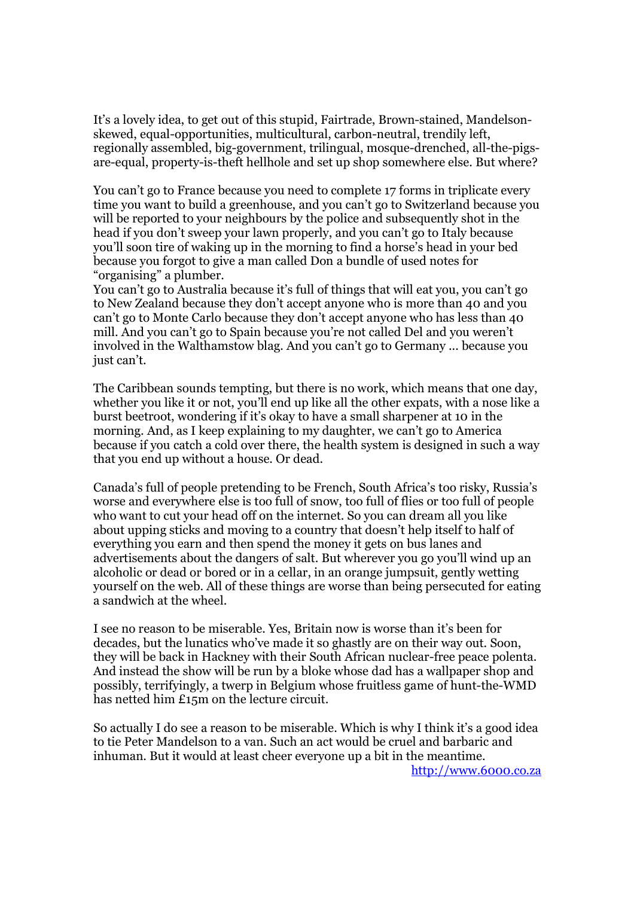It's a lovely idea, to get out of this stupid, Fairtrade, Brown-stained, Mandelson-skewed, equal-opportunities, multicultural, carbon-neutral, trendily left, regionally assembled, big-government, trilingual, mosque-drenched, all-the-pigs-are-equal, property-is-theft hellhole and set up shop somewhere else. But where?

You can't go to France because you need to complete 17 forms in triplicate every time you want to build a greenhouse, and you can't go to Switzerland because you will be reported to your neighbours by the police and subsequently shot in the head if you don't sweep your lawn properly, and you can't go to Italy because you'll soon tire of waking up in the morning to find a horse's head in your bed because you forgot to give a man called Don a bundle of used notes for "organising" a plumber.
You can't go to Australia because it's full of things that will eat you, you can't go to New Zealand because they don't accept anyone who is more than 40 and you can't go to Monte Carlo because they don't accept anyone who has less than 40 mill. And you can't go to Spain because you're not called Del and you weren't involved in the Walthamstow blag. And you can't go to Germany ... because you just can't.

The Caribbean sounds tempting, but there is no work, which means that one day, whether you like it or not, you'll end up like all the other expats, with a nose like a burst beetroot, wondering if it's okay to have a small sharpener at 10 in the morning. And, as I keep explaining to my daughter, we can't go to America because if you catch a cold over there, the health system is designed in such a way that you end up without a house. Or dead.

Canada's full of people pretending to be French, South Africa's too risky, Russia's worse and everywhere else is too full of snow, too full of flies or too full of people who want to cut your head off on the internet. So you can dream all you like about upping sticks and moving to a country that doesn't help itself to half of everything you earn and then spend the money it gets on bus lanes and advertisements about the dangers of salt. But wherever you go you'll wind up an alcoholic or dead or bored or in a cellar, in an orange jumpsuit, gently wetting yourself on the web. All of these things are worse than being persecuted for eating a sandwich at the wheel.

I see no reason to be miserable. Yes, Britain now is worse than it's been for decades, but the lunatics who've made it so ghastly are on their way out. Soon, they will be back in Hackney with their South African nuclear-free peace polenta. And instead the show will be run by a bloke whose dad has a wallpaper shop and possibly, terrifyingly, a twerp in Belgium whose fruitless game of hunt-the-WMD has netted him £15m on the lecture circuit.

So actually I do see a reason to be miserable. Which is why I think it's a good idea to tie Peter Mandelson to a van. Such an act would be cruel and barbaric and inhuman. But it would at least cheer everyone up a bit in the meantime.

http://www.6000.co.za